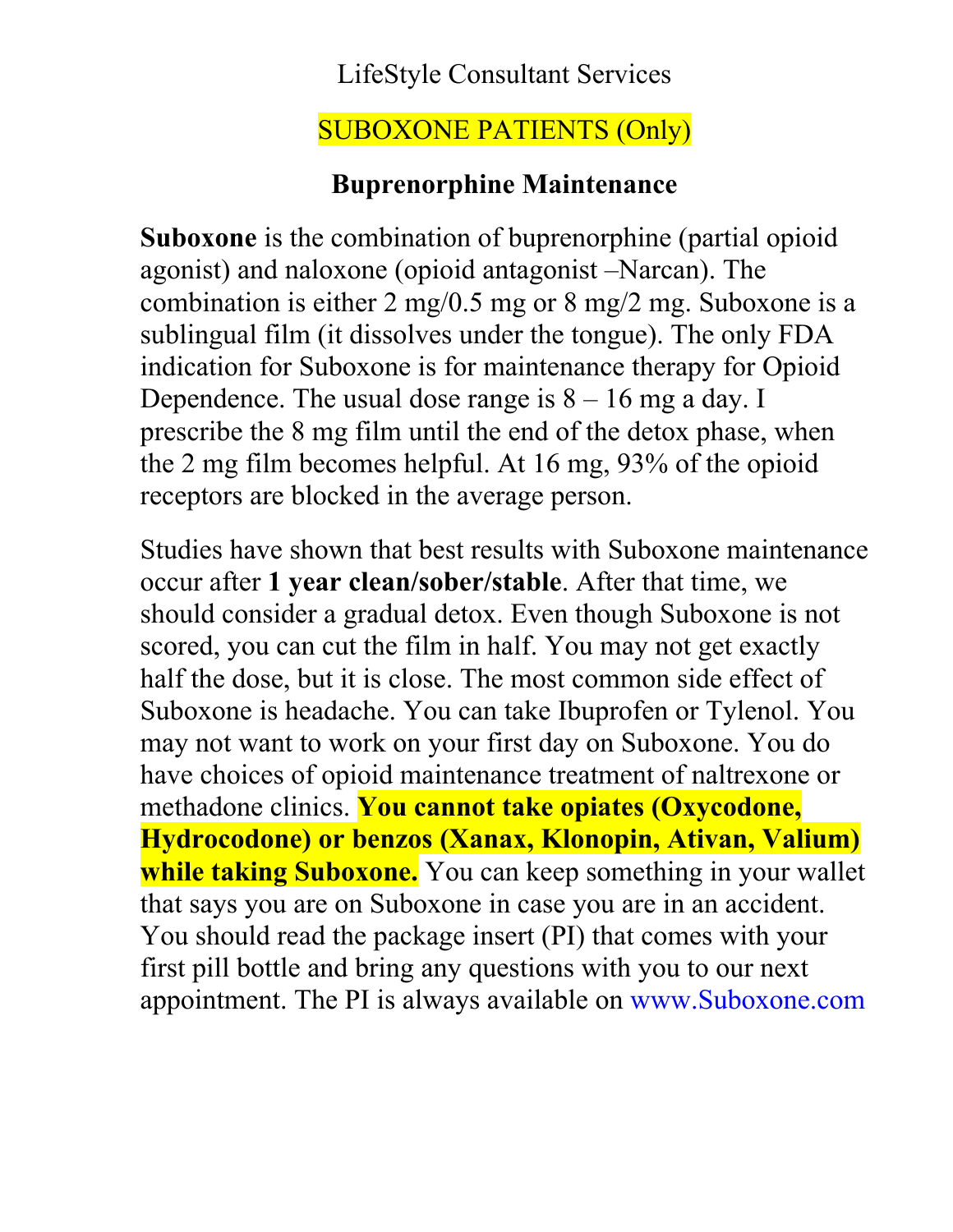LifeStyle Consultant Services

SUBOXONE PATIENTS (Only)

## Buprenorphine Maintenance

**Suboxone** is the combination of buprenorphine (partial opioid agonist) and naloxone (opioid antagonist –Narcan). The combination is either 2 mg/0.5 mg or 8 mg/2 mg. Suboxone is a sublingual film (it dissolves under the tongue). The only FDA indication for Suboxone is for maintenance therapy for Opioid Dependence. The usual dose range is 8 – 16 mg a day. I prescribe the 8 mg film until the end of the detox phase, when the 2 mg film becomes helpful. At 16 mg, 93% of the opioid receptors are blocked in the average person.

Studies have shown that best results with Suboxone maintenance occur after **1 year clean/sober/stable**. After that time, we should consider a gradual detox. Even though Suboxone is not scored, you can cut the film in half. You may not get exactly half the dose, but it is close. The most common side effect of Suboxone is headache. You can take Ibuprofen or Tylenol. You may not want to work on your first day on Suboxone. You do have choices of opioid maintenance treatment of naltrexone or methadone clinics. **You cannot take opiates (Oxycodone, Hydrocodone) or benzos (Xanax, Klonopin, Ativan, Valium) while taking Suboxone.** You can keep something in your wallet that says you are on Suboxone in case you are in an accident. You should read the package insert (PI) that comes with your first pill bottle and bring any questions with you to our next appointment. The PI is always available on www.Suboxone.com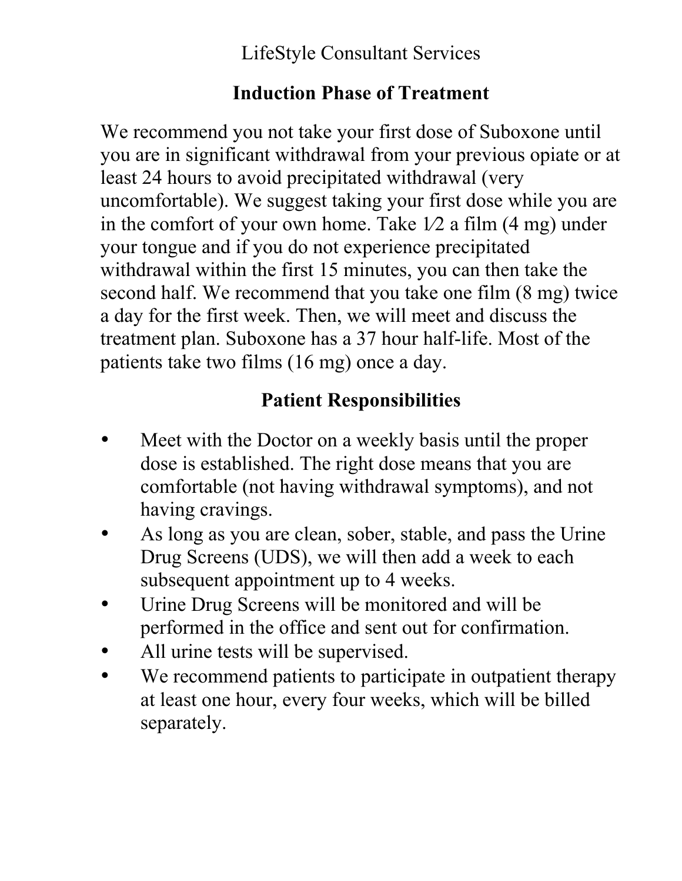LifeStyle Consultant Services

## Induction Phase of Treatment

We recommend you not take your first dose of Suboxone until you are in significant withdrawal from your previous opiate or at least 24 hours to avoid precipitated withdrawal (very uncomfortable). We suggest taking your first dose while you are in the comfort of your own home. Take 1⁄2 a film (4 mg) under your tongue and if you do not experience precipitated withdrawal within the first 15 minutes, you can then take the second half. We recommend that you take one film (8 mg) twice a day for the first week. Then, we will meet and discuss the treatment plan. Suboxone has a 37 hour half-life. Most of the patients take two films (16 mg) once a day.

## Patient Responsibilities

- Meet with the Doctor on a weekly basis until the proper dose is established. The right dose means that you are comfortable (not having withdrawal symptoms), and not having cravings.
- As long as you are clean, sober, stable, and pass the Urine Drug Screens (UDS), we will then add a week to each subsequent appointment up to 4 weeks.
- Urine Drug Screens will be monitored and will be performed in the office and sent out for confirmation.
- All urine tests will be supervised.
- We recommend patients to participate in outpatient therapy at least one hour, every four weeks, which will be billed separately.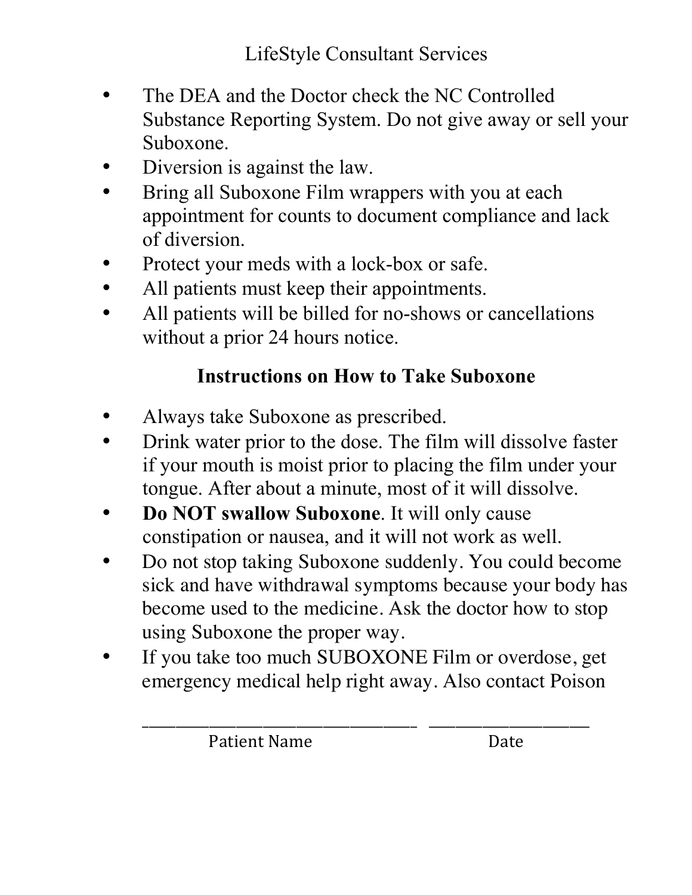LifeStyle Consultant Services

- The DEA and the Doctor check the NC Controlled Substance Reporting System. Do not give away or sell your Suboxone.
- Diversion is against the law.
- Bring all Suboxone Film wrappers with you at each appointment for counts to document compliance and lack of diversion.
- Protect your meds with a lock-box or safe.
- All patients must keep their appointments.
- All patients will be billed for no-shows or cancellations without a prior 24 hours notice.

## Instructions on How to Take Suboxone

- Always take Suboxone as prescribed.
- Drink water prior to the dose. The film will dissolve faster if your mouth is moist prior to placing the film under your tongue. After about a minute, most of it will dissolve.
- **Do NOT swallow Suboxone**. It will only cause constipation or nausea, and it will not work as well.
- Do not stop taking Suboxone suddenly. You could become sick and have withdrawal symptoms because your body has become used to the medicine. Ask the doctor how to stop using Suboxone the proper way.
- If you take too much SUBOXONE Film or overdose, get emergency medical help right away. Also contact Poison

______________________________ ________________

Patient Name Date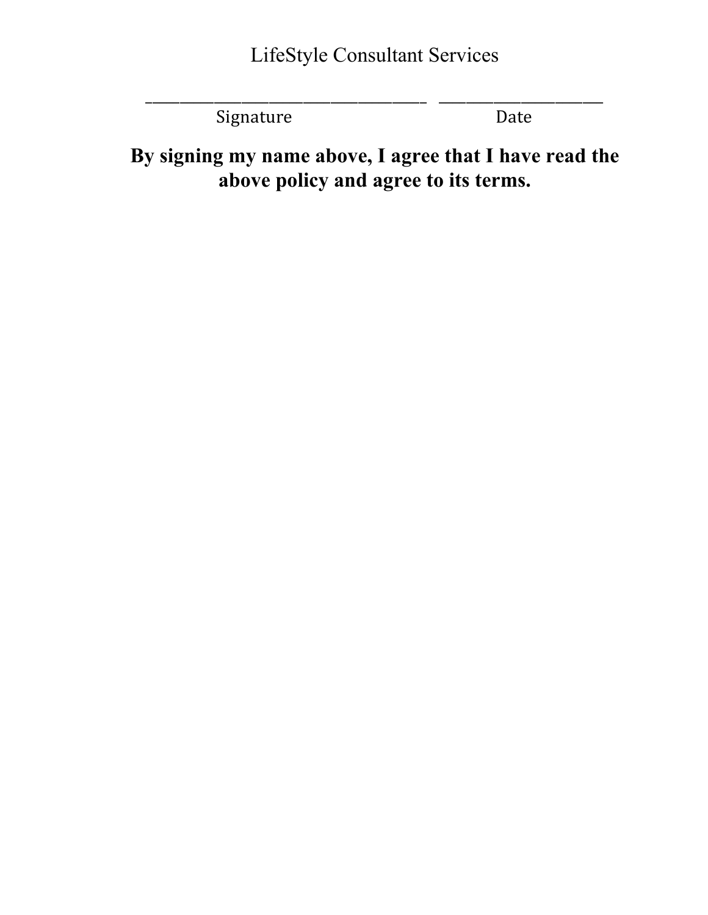LifeStyle Consultant Services

\_\_\_\_\_\_\_\_\_\_\_\_\_\_\_\_\_\_\_\_\_\_\_\_\_\_\_\_\_\_\_\_\_\_\_\_ \_\_\_\_\_\_\_\_\_\_\_\_\_\_\_\_\_\_\_\_\_

Signature Date

**By signing my name above, I agree that I have read the above policy and agree to its terms.**